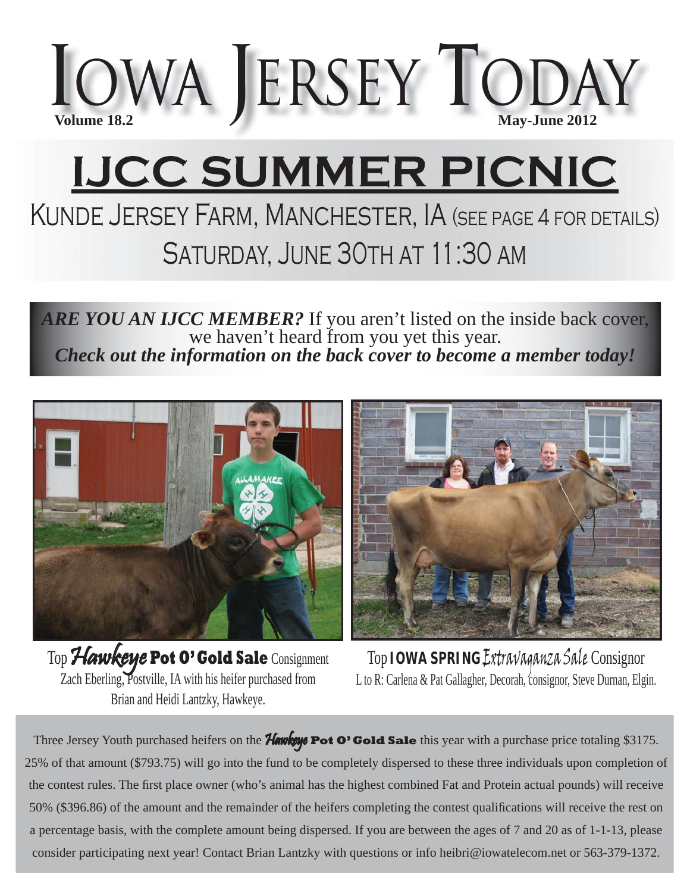# IOWA JERSEY TODAY

**Volume 18.2** **May-June 2012**

# IJCC SUMMER PICNIC

## KUNDE JERSEY FARM, MANCHESTER, IA (SEE PAGE 4 FOR DETAILS)

## SATURDAY, JUNE 30TH AT 11:30 AM

***ARE YOU AN IJCC MEMBER?*** If you aren't listed on the inside back cover, we haven't heard from you yet this year.
***Check out the information on the back cover to become a member today!***

Top ***Hawkeye*** **Pot O' Gold Sale** Consignment
Zach Eberling, Postville, IA with his heifer purchased from Brian and Heidi Lantzky, Hawkeye.

Top **IOWA SPRING** *Extravaganza Sale* Consignor
L to R: Carlena & Pat Gallagher, Decorah, consignor, Steve Durnan, Elgin.

Three Jersey Youth purchased heifers on the ***Hawkeye*** **Pot O' Gold Sale** this year with a purchase price totaling $3175. 25% of that amount ($793.75) will go into the fund to be completely dispersed to these three individuals upon completion of the contest rules. The first place owner (who's animal has the highest combined Fat and Protein actual pounds) will receive 50% ($396.86) of the amount and the remainder of the heifers completing the contest qualifications will receive the rest on a percentage basis, with the complete amount being dispersed. If you are between the ages of 7 and 20 as of 1-1-13, please consider participating next year! Contact Brian Lantzky with questions or info heibri@iowatelecom.net or 563-379-1372.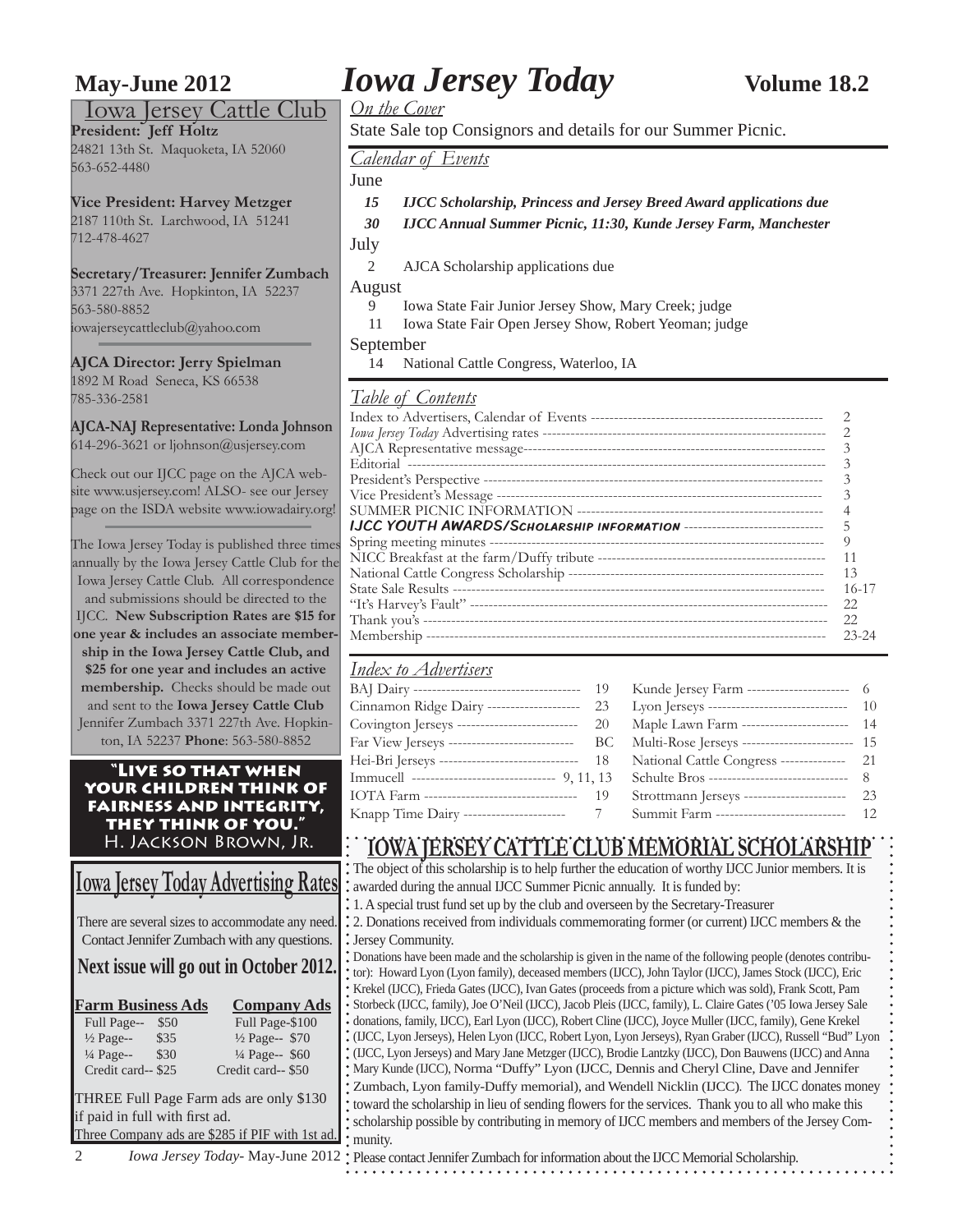# Iowa Jersey Today

**May-June 2012** | **Volume 18.2**

## Iowa Jersey Cattle Club

**President: Jeff Holtz**
24821 13th St. Maquoketa, IA 52060
563-652-4480

**Vice President: Harvey Metzger**
2187 110th St. Larchwood, IA 51241
712-478-4627

**Secretary/Treasurer: Jennifer Zumbach**
3371 227th Ave. Hopkinton, IA 52237
563-580-8852
iowajerseycattleclub@yahoo.com

**AJCA Director: Jerry Spielman**
1892 M Road Seneca, KS 66538
785-336-2581

**AJCA-NAJ Representative: Londa Johnson**
614-296-3621 or ljohnson@usjersey.com

Check out our IJCC page on the AJCA website www.usjersey.com! ALSO- see our Jersey page on the ISDA website www.iowadairy.org!

The Iowa Jersey Today is published three times annually by the Iowa Jersey Cattle Club for the Iowa Jersey Cattle Club. All correspondence and submissions should be directed to the IJCC. **New Subscription Rates are $15 for one year & includes an associate membership in the Iowa Jersey Cattle Club, and $25 for one year and includes an active membership.** Checks should be made out and sent to the **Iowa Jersey Cattle Club** Jennifer Zumbach 3371 227th Ave. Hopkinton, IA 52237 **Phone**: 563-580-8852

**"Live so that when your children think of fairness and integrity, they think of you."**
H. Jackson Brown, Jr.

## Iowa Jersey Today Advertising Rates

There are several sizes to accommodate any need. Contact Jennifer Zumbach with any questions.

**Next issue will go out in October 2012.**

| Farm Business Ads | Company Ads |
|---|---|
| Full Page-- $50 | Full Page-$100 |
| ½ Page-- $35 | ½ Page-- $70 |
| ¼ Page-- $30 | ¼ Page-- $60 |
| Credit card-- $25 | Credit card-- $50 |

THREE Full Page Farm ads are only $130 if paid in full with first ad.
Three Company ads are $285 if PIF with 1st ad.

### On the Cover

State Sale top Consignors and details for our Summer Picnic.

### Calendar of Events

June
- 15 ***IJCC Scholarship, Princess and Jersey Breed Award applications due***
- 30 ***IJCC Annual Summer Picnic, 11:30, Kunde Jersey Farm, Manchester***

July
- 2 AJCA Scholarship applications due

August
- 9 Iowa State Fair Junior Jersey Show, Mary Creek; judge
- 11 Iowa State Fair Open Jersey Show, Robert Yeoman; judge

September
- 14 National Cattle Congress, Waterloo, IA

### Table of Contents

| | |
|---|---|
| Index to Advertisers, Calendar of Events | 2 |
| *Iowa Jersey Today* Advertising rates | 2 |
| AJCA Representative message | 3 |
| Editorial | 3 |
| President's Perspective | 3 |
| Vice President's Message | 3 |
| SUMMER PICNIC INFORMATION | 4 |
| ***IJCC YOUTH AWARDS/Scholarship information*** | 5 |
| Spring meeting minutes | 9 |
| NICC Breakfast at the farm/Duffy tribute | 11 |
| National Cattle Congress Scholarship | 13 |
| State Sale Results | 16-17 |
| "It's Harvey's Fault" | 22 |
| Thank you's | 22 |
| Membership | 23-24 |

### Index to Advertisers

| | | | |
|---|---|---|---|
| BAJ Dairy | 19 | Kunde Jersey Farm | 6 |
| Cinnamon Ridge Dairy | 23 | Lyon Jerseys | 10 |
| Covington Jerseys | 20 | Maple Lawn Farm | 14 |
| Far View Jerseys | BC | Multi-Rose Jerseys | 15 |
| Hei-Bri Jerseys | 18 | National Cattle Congress | 21 |
| Immucell | 9, 11, 13 | Schulte Bros | 8 |
| IOTA Farm | 19 | Strottmann Jerseys | 23 |
| Knapp Time Dairy | 7 | Summit Farm | 12 |

## IOWA JERSEY CATTLE CLUB MEMORIAL SCHOLARSHIP

The object of this scholarship is to help further the education of worthy IJCC Junior members. It is awarded during the annual IJCC Summer Picnic annually. It is funded by:

1. A special trust fund set up by the club and overseen by the Secretary-Treasurer
2. Donations received from individuals commemorating former (or current) IJCC members & the Jersey Community.

Donations have been made and the scholarship is given in the name of the following people (denotes contributor): Howard Lyon (Lyon family), deceased members (IJCC), John Taylor (IJCC), James Stock (IJCC), Eric Krekel (IJCC), Frieda Gates (IJCC), Ivan Gates (proceeds from a picture which was sold), Frank Scott, Pam Storbeck (IJCC, family), Joe O'Neil (IJCC), Jacob Pleis (IJCC, family), L. Claire Gates ('05 Iowa Jersey Sale donations, family, IJCC), Earl Lyon (IJCC), Robert Cline (IJCC), Joyce Muller (IJCC, family), Gene Krekel (IJCC, Lyon Jerseys), Helen Lyon (IJCC, Robert Lyon, Lyon Jerseys), Ryan Graber (IJCC), Russell "Bud" Lyon (IJCC, Lyon Jerseys) and Mary Jane Metzger (IJCC), Brodie Lantzky (IJCC), Don Bauwens (IJCC) and Anna Mary Kunde (IJCC), Norma "Duffy" Lyon (IJCC, Dennis and Cheryl Cline, Dave and Jennifer Zumbach, Lyon family-Duffy memorial), and Wendell Nicklin (IJCC). The IJCC donates money toward the scholarship in lieu of sending flowers for the services. Thank you to all who make this scholarship possible by contributing in memory of IJCC members and members of the Jersey Community.

Please contact Jennifer Zumbach for information about the IJCC Memorial Scholarship.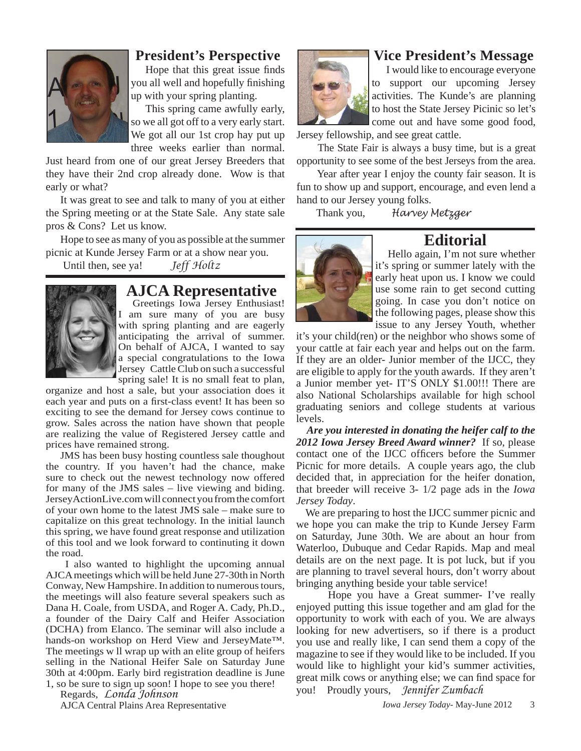## President's Perspective

Hope that this great issue finds you all well and hopefully finishing up with your spring planting.

This spring came awfully early, so we all got off to a very early start. We got all our 1st crop hay put up three weeks earlier than normal. Just heard from one of our great Jersey Breeders that they have their 2nd crop already done. Wow is that early or what?

It was great to see and talk to many of you at either the Spring meeting or at the State Sale. Any state sale pros & Cons? Let us know.

Hope to see as many of you as possible at the summer picnic at Kunde Jersey Farm or at a show near you.

Until then, see ya! *Jeff Holtz*

## AJCA Representative

Greetings Iowa Jersey Enthusiast! I am sure many of you are busy with spring planting and are eagerly anticipating the arrival of summer. On behalf of AJCA, I wanted to say a special congratulations to the Iowa Jersey Cattle Club on such a successful spring sale! It is no small feat to plan, organize and host a sale, but your association does it each year and puts on a first-class event! It has been so exciting to see the demand for Jersey cows continue to grow. Sales across the nation have shown that people are realizing the value of Registered Jersey cattle and prices have remained strong.

JMS has been busy hosting countless sale thoughout the country. If you haven't had the chance, make sure to check out the newest technology now offered for many of the JMS sales – live viewing and biding. JerseyActionLive.com will connect you from the comfort of your own home to the latest JMS sale – make sure to capitalize on this great technology. In the initial launch this spring, we have found great response and utilization of this tool and we look forward to continuting it down the road.

I also wanted to highlight the upcoming annual AJCA meetings which will be held June 27-30th in North Conway, New Hampshire. In addition to numerous tours, the meetings will also feature several speakers such as Dana H. Coale, from USDA, and Roger A. Cady, Ph.D., a founder of the Dairy Calf and Heifer Association (DCHA) from Elanco. The seminar will also include a hands-on workshop on Herd View and JerseyMate™. The meetings w ll wrap up with an elite group of heifers selling in the National Heifer Sale on Saturday June 30th at 4:00pm. Early bird registration deadline is June 1, so be sure to sign up soon! I hope to see you there!

Regards, *Londa Johnson*

AJCA Central Plains Area Representative

## Vice President's Message

I would like to encourage everyone to support our upcoming Jersey activities. The Kunde's are planning to host the State Jersey Picinic so let's come out and have some good food, Jersey fellowship, and see great cattle.

The State Fair is always a busy time, but is a great opportunity to see some of the best Jerseys from the area.

Year after year I enjoy the county fair season. It is fun to show up and support, encourage, and even lend a hand to our Jersey young folks.

Thank you, *Harvey Metzger*

## Editorial

Hello again, I'm not sure whether it's spring or summer lately with the early heat upon us. I know we could use some rain to get second cutting going. In case you don't notice on the following pages, please show this issue to any Jersey Youth, whether it's your child(ren) or the neighbor who shows some of your cattle at fair each year and helps out on the farm. If they are an older- Junior member of the IJCC, they are eligible to apply for the youth awards. If they aren't a Junior member yet- IT'S ONLY $1.00!!! There are also National Scholarships available for high school graduating seniors and college students at various levels.

***Are you interested in donating the heifer calf to the 2012 Iowa Jersey Breed Award winner?*** If so, please contact one of the IJCC officers before the Summer Picnic for more details. A couple years ago, the club decided that, in appreciation for the heifer donation, that breeder will receive 3- 1/2 page ads in the *Iowa Jersey Today*.

We are preparing to host the IJCC summer picnic and we hope you can make the trip to Kunde Jersey Farm on Saturday, June 30th. We are about an hour from Waterloo, Dubuque and Cedar Rapids. Map and meal details are on the next page. It is pot luck, but if you are planning to travel several hours, don't worry about bringing anything beside your table service!

Hope you have a Great summer- I've really enjoyed putting this issue together and am glad for the opportunity to work with each of you. We are always looking for new advertisers, so if there is a product you use and really like, I can send them a copy of the magazine to see if they would like to be included. If you would like to highlight your kid's summer activities, great milk cows or anything else; we can find space for you! Proudly yours, *Jennifer Zumbach*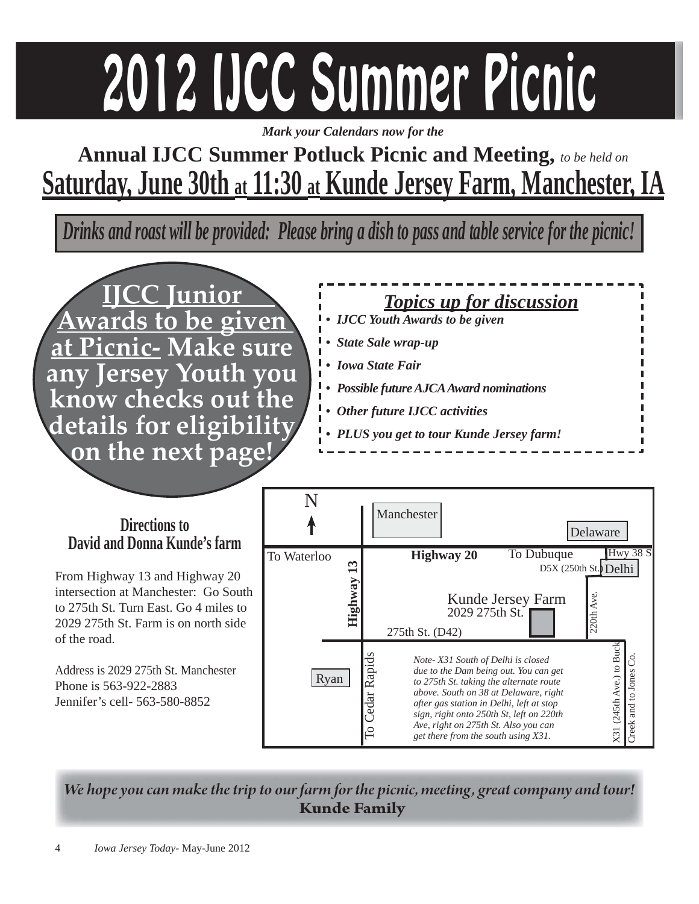# 2012 IJCC Summer Picnic

*Mark your Calendars now for the*

## Annual IJCC Summer Potluck Picnic and Meeting, *to be held on*

## Saturday, June 30th at 11:30 at Kunde Jersey Farm, Manchester, IA

***Drinks and roast will be provided: Please bring a dish to pass and table service for the picnic!***

**IJCC Junior Awards to be given at Picnic- Make sure any Jersey Youth you know checks out the details for eligibility on the next page!**

### *Topics up for discussion*

- ***IJCC Youth Awards to be given***
- ***State Sale wrap-up***
- ***Iowa State Fair***
- ***Possible future AJCA Award nominations***
- ***Other future IJCC activities***
- ***PLUS you get to tour Kunde Jersey farm!***

### Directions to David and Donna Kunde's farm

From Highway 13 and Highway 20 intersection at Manchester: Go South to 275th St. Turn East. Go 4 miles to 2029 275th St. Farm is on north side of the road.

Address is 2029 275th St. Manchester
Phone is 563-922-2883
Jennifer's cell- 563-580-8852

N | Manchester | Delaware | To Waterloo | Highway 20 | To Dubuque | Hwy 38 S | D5X (250th St.) | Delhi | Highway 13 | Kunde Jersey Farm 2029 275th St. | 220th Ave. | 275th St. (D42) | Ryan | To Cedar Rapids | X31 (245th Ave.) to Buck Creek and to Jones Co.

*Note- X31 South of Delhi is closed due to the Dam being out. You can get to 275th St. taking the alternate route above. South on 38 at Delaware, right after gas station in Delhi, left at stop sign, right onto 250th St, left on 220th Ave, right on 275th St. Also you can get there from the south using X31.*

*We hope you can make the trip to our farm for the picnic, meeting, great company and tour!*
**Kunde Family**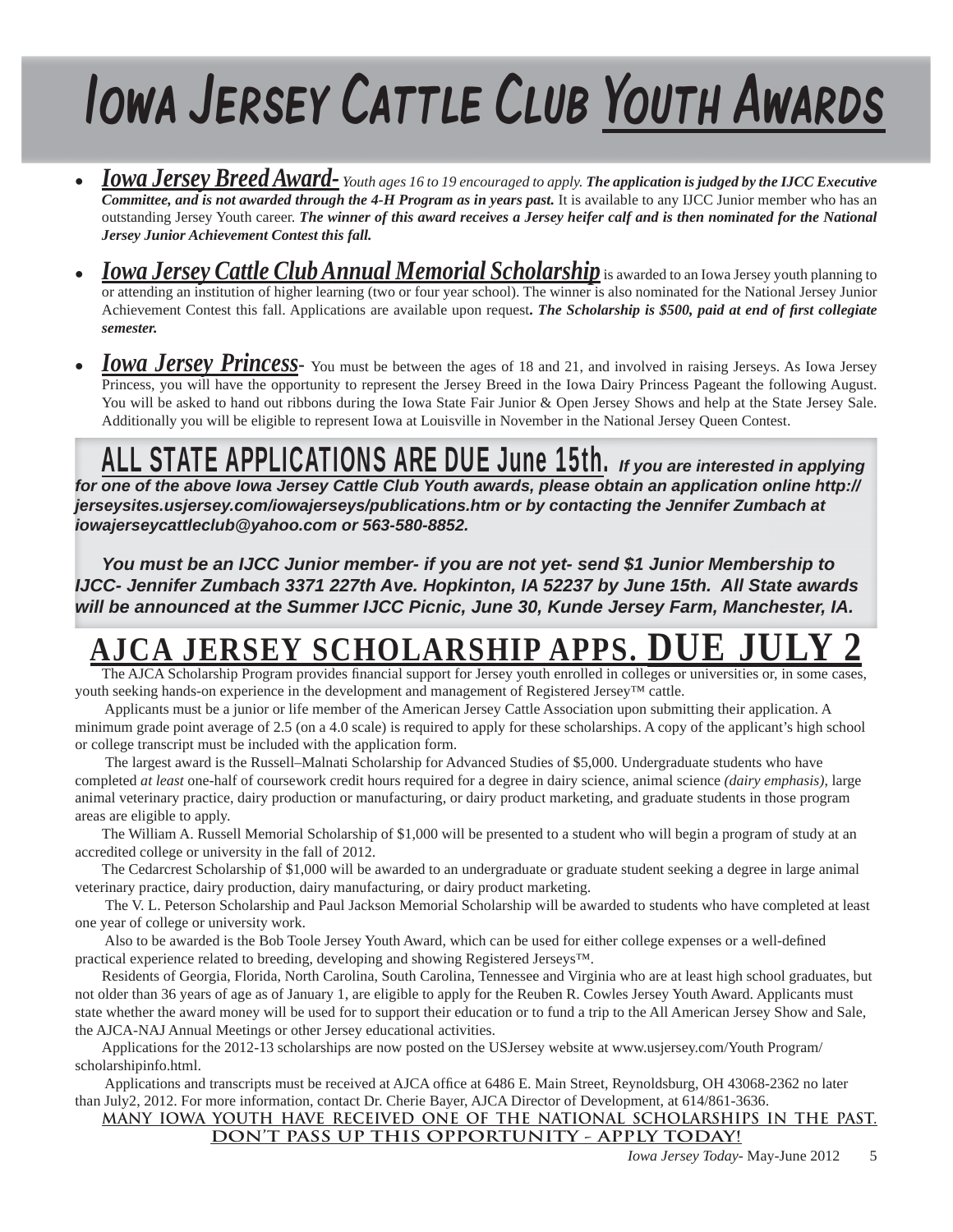# Iowa Jersey Cattle Club Youth Awards

- ***Iowa Jersey Breed Award-*** *Youth ages 16 to 19 encouraged to apply.* ***The application is judged by the IJCC Executive Committee, and is not awarded through the 4-H Program as in years past.*** It is available to any IJCC Junior member who has an outstanding Jersey Youth career. ***The winner of this award receives a Jersey heifer calf and is then nominated for the National Jersey Junior Achievement Contest this fall.***

- ***Iowa Jersey Cattle Club Annual Memorial Scholarship*** is awarded to an Iowa Jersey youth planning to or attending an institution of higher learning (two or four year school). The winner is also nominated for the National Jersey Junior Achievement Contest this fall. Applications are available upon request***. The Scholarship is $500, paid at end of first collegiate semester.***

- ***Iowa Jersey Princess-*** You must be between the ages of 18 and 21, and involved in raising Jerseys. As Iowa Jersey Princess, you will have the opportunity to represent the Jersey Breed in the Iowa Dairy Princess Pageant the following August. You will be asked to hand out ribbons during the Iowa State Fair Junior & Open Jersey Shows and help at the State Jersey Sale. Additionally you will be eligible to represent Iowa at Louisville in November in the National Jersey Queen Contest.

**ALL STATE APPLICATIONS ARE DUE June 15th.** ***If you are interested in applying for one of the above Iowa Jersey Cattle Club Youth awards, please obtain an application online http://jerseysites.usjersey.com/iowajerseys/publications.htm or by contacting the Jennifer Zumbach at iowajerseycattleclub@yahoo.com or 563-580-8852.***

***You must be an IJCC Junior member- if you are not yet- send $1 Junior Membership to IJCC- Jennifer Zumbach 3371 227th Ave. Hopkinton, IA 52237 by June 15th. All State awards will be announced at the Summer IJCC Picnic, June 30, Kunde Jersey Farm, Manchester, IA.***

## AJCA JERSEY SCHOLARSHIP APPS. DUE JULY 2

The AJCA Scholarship Program provides financial support for Jersey youth enrolled in colleges or universities or, in some cases, youth seeking hands-on experience in the development and management of Registered Jersey™ cattle.

Applicants must be a junior or life member of the American Jersey Cattle Association upon submitting their application. A minimum grade point average of 2.5 (on a 4.0 scale) is required to apply for these scholarships. A copy of the applicant's high school or college transcript must be included with the application form.

The largest award is the Russell–Malnati Scholarship for Advanced Studies of $5,000. Undergraduate students who have completed *at least* one-half of coursework credit hours required for a degree in dairy science, animal science *(dairy emphasis)*, large animal veterinary practice, dairy production or manufacturing, or dairy product marketing, and graduate students in those program areas are eligible to apply.

The William A. Russell Memorial Scholarship of $1,000 will be presented to a student who will begin a program of study at an accredited college or university in the fall of 2012.

The Cedarcrest Scholarship of $1,000 will be awarded to an undergraduate or graduate student seeking a degree in large animal veterinary practice, dairy production, dairy manufacturing, or dairy product marketing.

The V. L. Peterson Scholarship and Paul Jackson Memorial Scholarship will be awarded to students who have completed at least one year of college or university work.

Also to be awarded is the Bob Toole Jersey Youth Award, which can be used for either college expenses or a well-defined practical experience related to breeding, developing and showing Registered Jerseys™.

Residents of Georgia, Florida, North Carolina, South Carolina, Tennessee and Virginia who are at least high school graduates, but not older than 36 years of age as of January 1, are eligible to apply for the Reuben R. Cowles Jersey Youth Award. Applicants must state whether the award money will be used for to support their education or to fund a trip to the All American Jersey Show and Sale, the AJCA-NAJ Annual Meetings or other Jersey educational activities.

Applications for the 2012-13 scholarships are now posted on the USJersey website at www.usjersey.com/Youth Program/scholarshipinfo.html.

Applications and transcripts must be received at AJCA office at 6486 E. Main Street, Reynoldsburg, OH 43068-2362 no later than July2, 2012. For more information, contact Dr. Cherie Bayer, AJCA Director of Development, at 614/861-3636.

**MANY IOWA YOUTH HAVE RECEIVED ONE OF THE NATIONAL SCHOLARSHIPS IN THE PAST. DON'T PASS UP THIS OPPORTUNITY - APPLY TODAY!**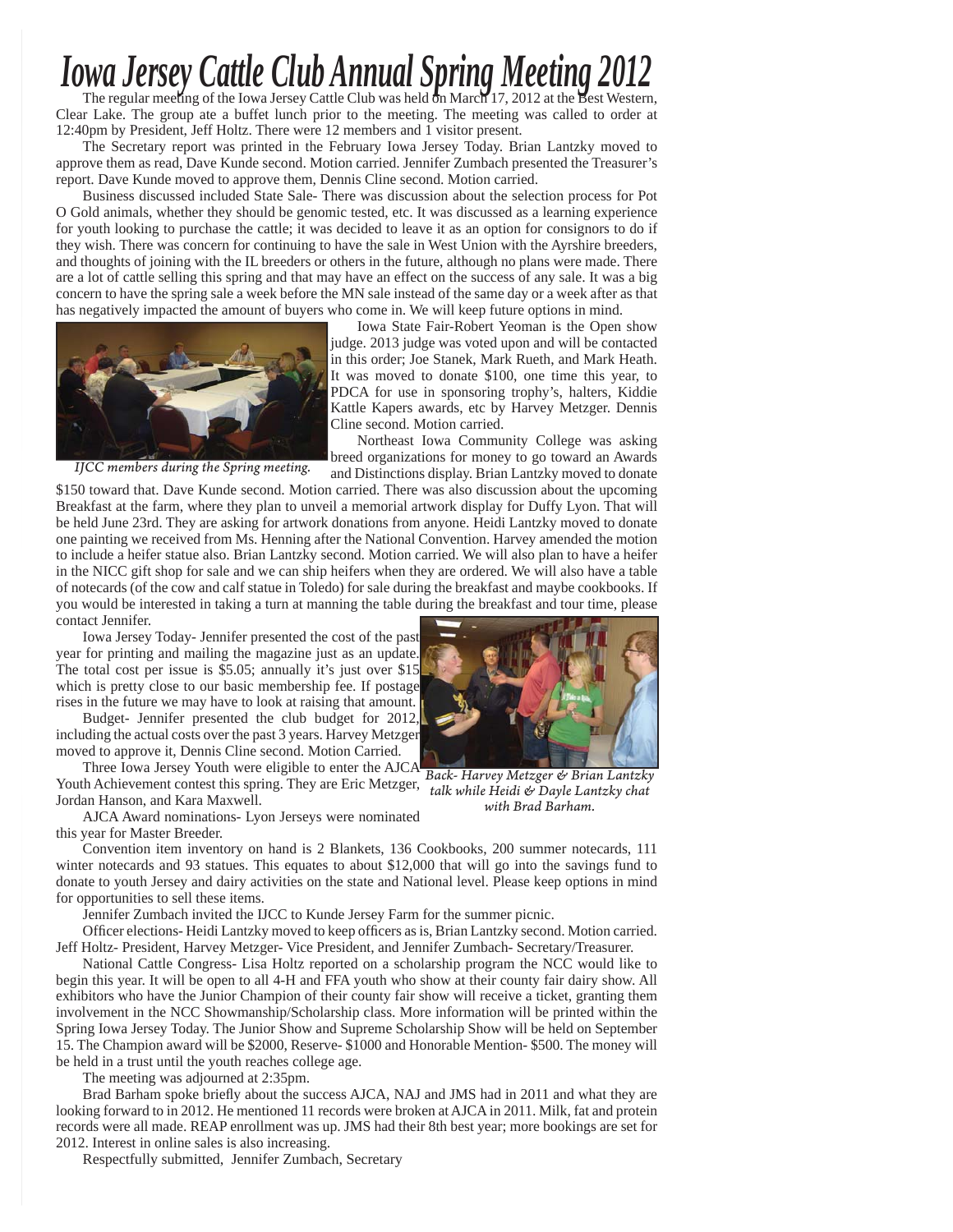# Iowa Jersey Cattle Club Annual Spring Meeting 2012

The regular meeting of the Iowa Jersey Cattle Club was held on March 17, 2012 at the Best Western, Clear Lake. The group ate a buffet lunch prior to the meeting. The meeting was called to order at 12:40pm by President, Jeff Holtz. There were 12 members and 1 visitor present.

The Secretary report was printed in the February Iowa Jersey Today. Brian Lantzky moved to approve them as read, Dave Kunde second. Motion carried. Jennifer Zumbach presented the Treasurer's report. Dave Kunde moved to approve them, Dennis Cline second. Motion carried.

Business discussed included State Sale- There was discussion about the selection process for Pot O Gold animals, whether they should be genomic tested, etc. It was discussed as a learning experience for youth looking to purchase the cattle; it was decided to leave it as an option for consignors to do if they wish. There was concern for continuing to have the sale in West Union with the Ayrshire breeders, and thoughts of joining with the IL breeders or others in the future, although no plans were made. There are a lot of cattle selling this spring and that may have an effect on the success of any sale. It was a big concern to have the spring sale a week before the MN sale instead of the same day or a week after as that has negatively impacted the amount of buyers who come in. We will keep future options in mind.

*IJCC members during the Spring meeting.*

Iowa State Fair-Robert Yeoman is the Open show judge. 2013 judge was voted upon and will be contacted in this order; Joe Stanek, Mark Rueth, and Mark Heath. It was moved to donate $100, one time this year, to PDCA for use in sponsoring trophy's, halters, Kiddie Kattle Kapers awards, etc by Harvey Metzger. Dennis Cline second. Motion carried.

Northeast Iowa Community College was asking breed organizations for money to go toward an Awards and Distinctions display. Brian Lantzky moved to donate $150 toward that. Dave Kunde second. Motion carried. There was also discussion about the upcoming Breakfast at the farm, where they plan to unveil a memorial artwork display for Duffy Lyon. That will be held June 23rd. They are asking for artwork donations from anyone. Heidi Lantzky moved to donate one painting we received from Ms. Henning after the National Convention. Harvey amended the motion to include a heifer statue also. Brian Lantzky second. Motion carried. We will also plan to have a heifer in the NICC gift shop for sale and we can ship heifers when they are ordered. We will also have a table of notecards (of the cow and calf statue in Toledo) for sale during the breakfast and maybe cookbooks. If you would be interested in taking a turn at manning the table during the breakfast and tour time, please contact Jennifer.

Iowa Jersey Today- Jennifer presented the cost of the past year for printing and mailing the magazine just as an update. The total cost per issue is $5.05; annually it's just over $15 which is pretty close to our basic membership fee. If postage rises in the future we may have to look at raising that amount.

Budget- Jennifer presented the club budget for 2012, including the actual costs over the past 3 years. Harvey Metzger moved to approve it, Dennis Cline second. Motion Carried.

Three Iowa Jersey Youth were eligible to enter the AJCA Youth Achievement contest this spring. They are Eric Metzger, Jordan Hanson, and Kara Maxwell.

*Back- Harvey Metzger & Brian Lantzky talk while Heidi & Dayle Lantzky chat with Brad Barham.*

AJCA Award nominations- Lyon Jerseys were nominated this year for Master Breeder.

Convention item inventory on hand is 2 Blankets, 136 Cookbooks, 200 summer notecards, 111 winter notecards and 93 statues. This equates to about $12,000 that will go into the savings fund to donate to youth Jersey and dairy activities on the state and National level. Please keep options in mind for opportunities to sell these items.

Jennifer Zumbach invited the IJCC to Kunde Jersey Farm for the summer picnic.

Officer elections- Heidi Lantzky moved to keep officers as is, Brian Lantzky second. Motion carried. Jeff Holtz- President, Harvey Metzger- Vice President, and Jennifer Zumbach- Secretary/Treasurer.

National Cattle Congress- Lisa Holtz reported on a scholarship program the NCC would like to begin this year. It will be open to all 4-H and FFA youth who show at their county fair dairy show. All exhibitors who have the Junior Champion of their county fair show will receive a ticket, granting them involvement in the NCC Showmanship/Scholarship class. More information will be printed within the Spring Iowa Jersey Today. The Junior Show and Supreme Scholarship Show will be held on September 15. The Champion award will be $2000, Reserve- $1000 and Honorable Mention- $500. The money will be held in a trust until the youth reaches college age.

The meeting was adjourned at 2:35pm.

Brad Barham spoke briefly about the success AJCA, NAJ and JMS had in 2011 and what they are looking forward to in 2012. He mentioned 11 records were broken at AJCA in 2011. Milk, fat and protein records were all made. REAP enrollment was up. JMS had their 8th best year; more bookings are set for 2012. Interest in online sales is also increasing.

Respectfully submitted, Jennifer Zumbach, Secretary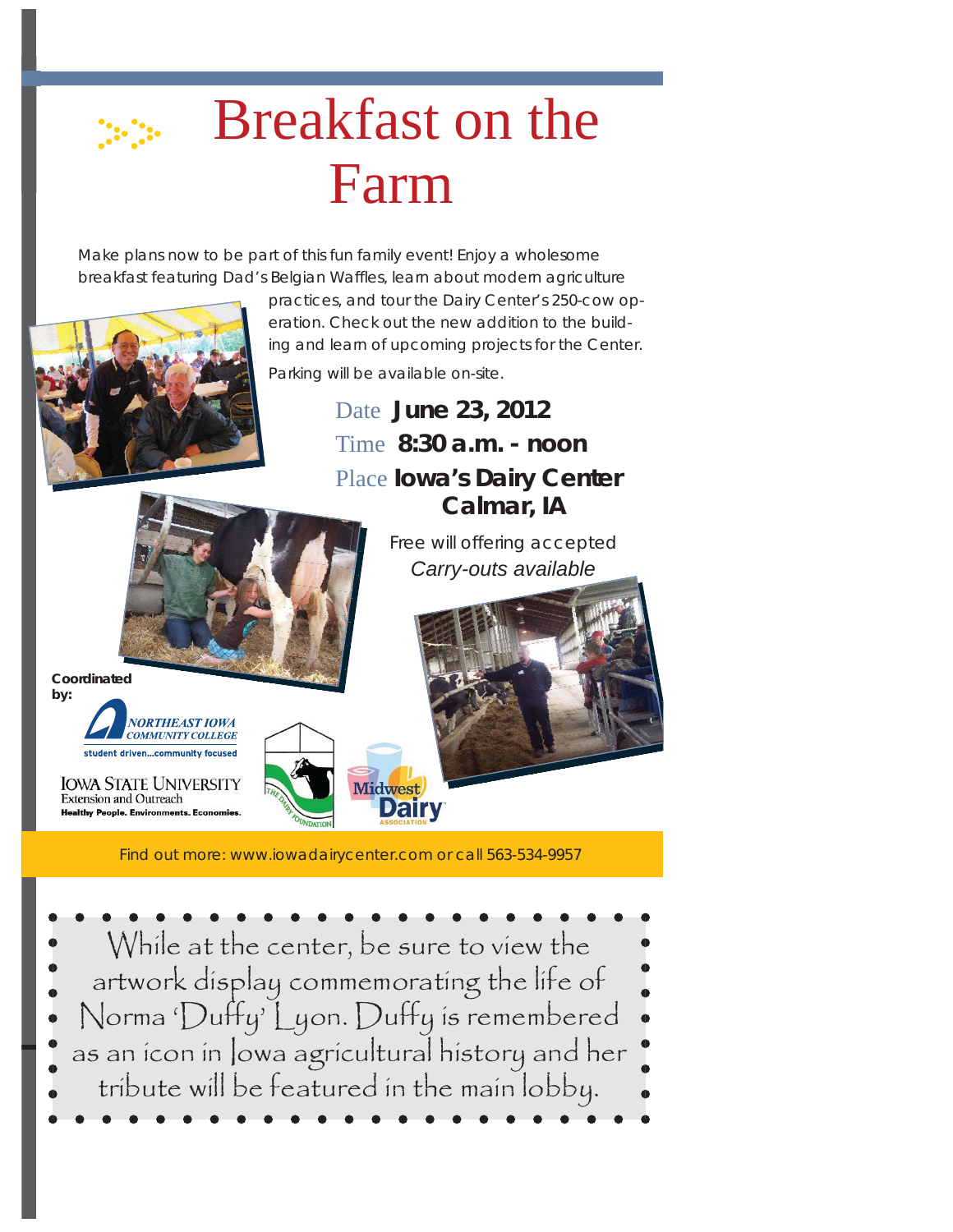# Breakfast on the Farm

Make plans now to be part of this fun family event! Enjoy a wholesome breakfast featuring Dad's Belgian Waffles, learn about modern agriculture practices, and tour the Dairy Center's 250-cow operation. Check out the new addition to the building and learn of upcoming projects for the Center.

Parking will be available on-site.

Date **June 23, 2012**

Time **8:30 a.m. - noon**

Place **Iowa's Dairy Center Calmar, IA**

Free will offering accepted

*Carry-outs available*

**Coordinated by:**

NORTHEAST IOWA COMMUNITY COLLEGE
student driven...community focused

IOWA STATE UNIVERSITY
Extension and Outreach
Healthy People. Environments. Economies.

THE DAIRY FOUNDATION

Midwest Dairy ASSOCIATION

Find out more: www.iowadairycenter.com or call 563-534-9957

While at the center, be sure to view the artwork display commemorating the life of Norma 'Duffy' Lyon. Duffy is remembered as an icon in Iowa agricultural history and her tribute will be featured in the main lobby.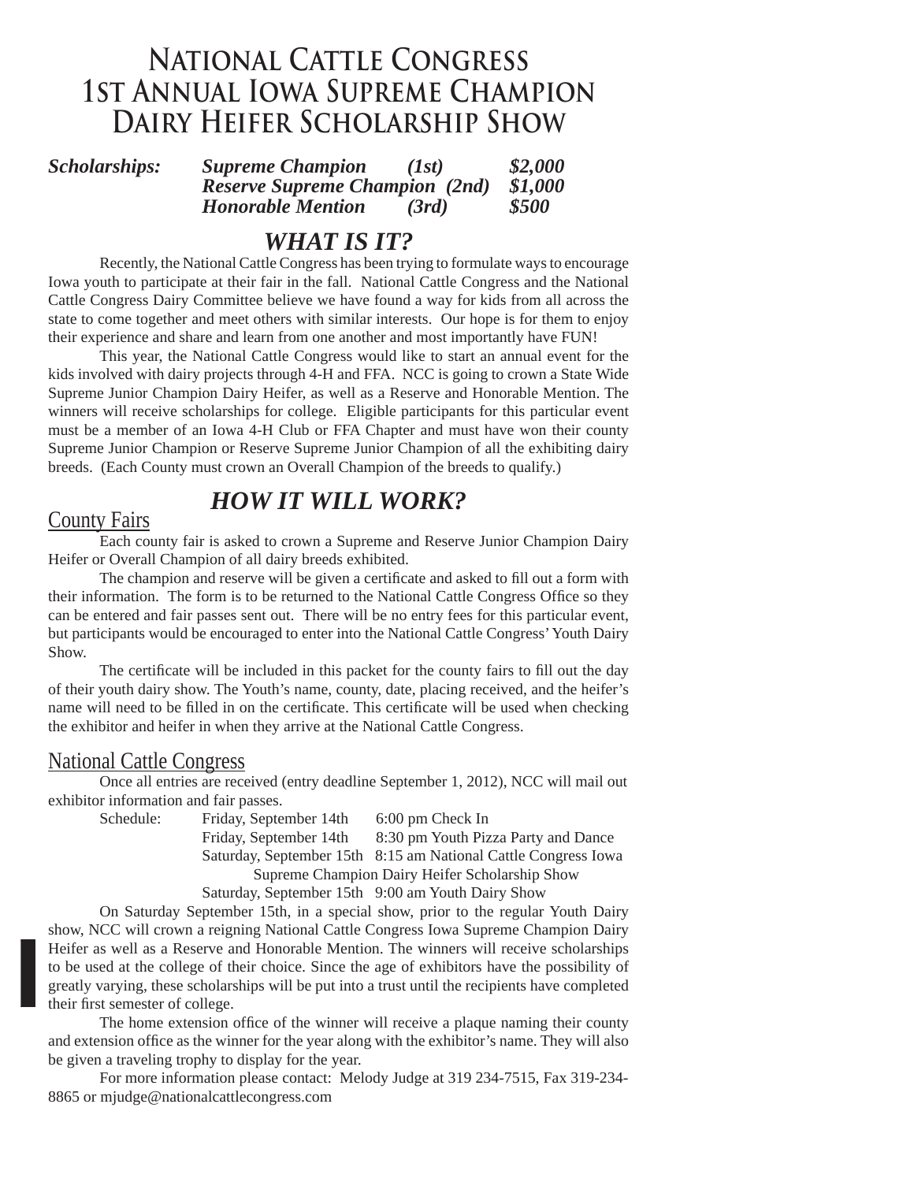# NATIONAL CATTLE CONGRESS
# 1ST ANNUAL IOWA SUPREME CHAMPION
# DAIRY HEIFER SCHOLARSHIP SHOW

| ***Scholarships:*** | ***Supreme Champion*** | ***(1st)*** | ***$2,000*** |
|---|---|---|---|
| | ***Reserve Supreme Champion*** | ***(2nd)*** | ***$1,000*** |
| | ***Honorable Mention*** | ***(3rd)*** | ***$500*** |

## *WHAT IS IT?*

Recently, the National Cattle Congress has been trying to formulate ways to encourage Iowa youth to participate at their fair in the fall. National Cattle Congress and the National Cattle Congress Dairy Committee believe we have found a way for kids from all across the state to come together and meet others with similar interests. Our hope is for them to enjoy their experience and share and learn from one another and most importantly have FUN!

This year, the National Cattle Congress would like to start an annual event for the kids involved with dairy projects through 4-H and FFA. NCC is going to crown a State Wide Supreme Junior Champion Dairy Heifer, as well as a Reserve and Honorable Mention. The winners will receive scholarships for college. Eligible participants for this particular event must be a member of an Iowa 4-H Club or FFA Chapter and must have won their county Supreme Junior Champion or Reserve Supreme Junior Champion of all the exhibiting dairy breeds. (Each County must crown an Overall Champion of the breeds to qualify.)

## *HOW IT WILL WORK?*

### County Fairs

Each county fair is asked to crown a Supreme and Reserve Junior Champion Dairy Heifer or Overall Champion of all dairy breeds exhibited.

The champion and reserve will be given a certificate and asked to fill out a form with their information. The form is to be returned to the National Cattle Congress Office so they can be entered and fair passes sent out. There will be no entry fees for this particular event, but participants would be encouraged to enter into the National Cattle Congress' Youth Dairy Show.

The certificate will be included in this packet for the county fairs to fill out the day of their youth dairy show. The Youth's name, county, date, placing received, and the heifer's name will need to be filled in on the certificate. This certificate will be used when checking the exhibitor and heifer in when they arrive at the National Cattle Congress.

### National Cattle Congress

Once all entries are received (entry deadline September 1, 2012), NCC will mail out exhibitor information and fair passes.

| Schedule: | Friday, September 14th | 6:00 pm Check In |
|---|---|---|
| | Friday, September 14th | 8:30 pm Youth Pizza Party and Dance |
| | Saturday, September 15th | 8:15 am National Cattle Congress Iowa Supreme Champion Dairy Heifer Scholarship Show |
| | Saturday, September 15th | 9:00 am Youth Dairy Show |

On Saturday September 15th, in a special show, prior to the regular Youth Dairy show, NCC will crown a reigning National Cattle Congress Iowa Supreme Champion Dairy Heifer as well as a Reserve and Honorable Mention. The winners will receive scholarships to be used at the college of their choice. Since the age of exhibitors have the possibility of greatly varying, these scholarships will be put into a trust until the recipients have completed their first semester of college.

The home extension office of the winner will receive a plaque naming their county and extension office as the winner for the year along with the exhibitor's name. They will also be given a traveling trophy to display for the year.

For more information please contact: Melody Judge at 319 234-7515, Fax 319-234-8865 or mjudge@nationalcattlecongress.com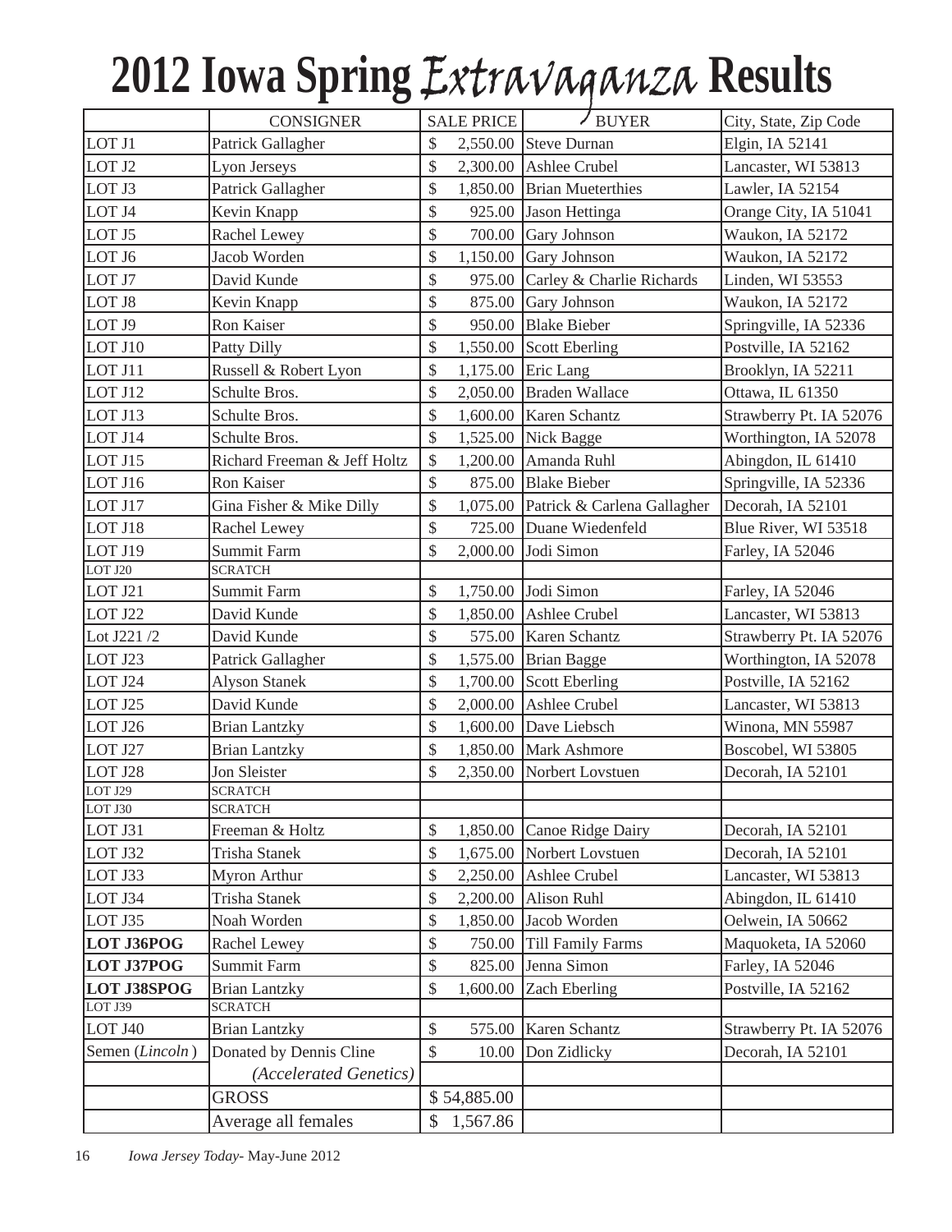# 2012 Iowa Spring *Extravaganza* Results

| | CONSIGNER | SALE PRICE | BUYER | City, State, Zip Code |
|---|---|---|---|---|
| LOT J1 | Patrick Gallagher | $ 2,550.00 | Steve Durnan | Elgin, IA 52141 |
| LOT J2 | Lyon Jerseys | $ 2,300.00 | Ashlee Crubel | Lancaster, WI 53813 |
| LOT J3 | Patrick Gallagher | $ 1,850.00 | Brian Mueterthies | Lawler, IA 52154 |
| LOT J4 | Kevin Knapp | $ 925.00 | Jason Hettinga | Orange City, IA 51041 |
| LOT J5 | Rachel Lewey | $ 700.00 | Gary Johnson | Waukon, IA 52172 |
| LOT J6 | Jacob Worden | $ 1,150.00 | Gary Johnson | Waukon, IA 52172 |
| LOT J7 | David Kunde | $ 975.00 | Carley & Charlie Richards | Linden, WI 53553 |
| LOT J8 | Kevin Knapp | $ 875.00 | Gary Johnson | Waukon, IA 52172 |
| LOT J9 | Ron Kaiser | $ 950.00 | Blake Bieber | Springville, IA 52336 |
| LOT J10 | Patty Dilly | $ 1,550.00 | Scott Eberling | Postville, IA 52162 |
| LOT J11 | Russell & Robert Lyon | $ 1,175.00 | Eric Lang | Brooklyn, IA 52211 |
| LOT J12 | Schulte Bros. | $ 2,050.00 | Braden Wallace | Ottawa, IL 61350 |
| LOT J13 | Schulte Bros. | $ 1,600.00 | Karen Schantz | Strawberry Pt. IA 52076 |
| LOT J14 | Schulte Bros. | $ 1,525.00 | Nick Bagge | Worthington, IA 52078 |
| LOT J15 | Richard Freeman & Jeff Holtz | $ 1,200.00 | Amanda Ruhl | Abingdon, IL 61410 |
| LOT J16 | Ron Kaiser | $ 875.00 | Blake Bieber | Springville, IA 52336 |
| LOT J17 | Gina Fisher & Mike Dilly | $ 1,075.00 | Patrick & Carlena Gallagher | Decorah, IA 52101 |
| LOT J18 | Rachel Lewey | $ 725.00 | Duane Wiedenfeld | Blue River, WI 53518 |
| LOT J19 | Summit Farm | $ 2,000.00 | Jodi Simon | Farley, IA 52046 |
| LOT J20 | SCRATCH | | | |
| LOT J21 | Summit Farm | $ 1,750.00 | Jodi Simon | Farley, IA 52046 |
| LOT J22 | David Kunde | $ 1,850.00 | Ashlee Crubel | Lancaster, WI 53813 |
| Lot J221 /2 | David Kunde | $ 575.00 | Karen Schantz | Strawberry Pt. IA 52076 |
| LOT J23 | Patrick Gallagher | $ 1,575.00 | Brian Bagge | Worthington, IA 52078 |
| LOT J24 | Alyson Stanek | $ 1,700.00 | Scott Eberling | Postville, IA 52162 |
| LOT J25 | David Kunde | $ 2,000.00 | Ashlee Crubel | Lancaster, WI 53813 |
| LOT J26 | Brian Lantzky | $ 1,600.00 | Dave Liebsch | Winona, MN 55987 |
| LOT J27 | Brian Lantzky | $ 1,850.00 | Mark Ashmore | Boscobel, WI 53805 |
| LOT J28 | Jon Sleister | $ 2,350.00 | Norbert Lovstuen | Decorah, IA 52101 |
| LOT J29 | SCRATCH | | | |
| LOT J30 | SCRATCH | | | |
| LOT J31 | Freeman & Holtz | $ 1,850.00 | Canoe Ridge Dairy | Decorah, IA 52101 |
| LOT J32 | Trisha Stanek | $ 1,675.00 | Norbert Lovstuen | Decorah, IA 52101 |
| LOT J33 | Myron Arthur | $ 2,250.00 | Ashlee Crubel | Lancaster, WI 53813 |
| LOT J34 | Trisha Stanek | $ 2,200.00 | Alison Ruhl | Abingdon, IL 61410 |
| LOT J35 | Noah Worden | $ 1,850.00 | Jacob Worden | Oelwein, IA 50662 |
| **LOT J36POG** | Rachel Lewey | $ 750.00 | Till Family Farms | Maquoketa, IA 52060 |
| **LOT J37POG** | Summit Farm | $ 825.00 | Jenna Simon | Farley, IA 52046 |
| **LOT J38SPOG** | Brian Lantzky | $ 1,600.00 | Zach Eberling | Postville, IA 52162 |
| LOT J39 | SCRATCH | | | |
| LOT J40 | Brian Lantzky | $ 575.00 | Karen Schantz | Strawberry Pt. IA 52076 |
| Semen (*Lincoln*) | Donated by Dennis Cline *(Accelerated Genetics)* | $ 10.00 | Don Zidlicky | Decorah, IA 52101 |
| | GROSS | $ 54,885.00 | | |
| | Average all females | $ 1,567.86 | | |

*Iowa Jersey Today*- May-June 2012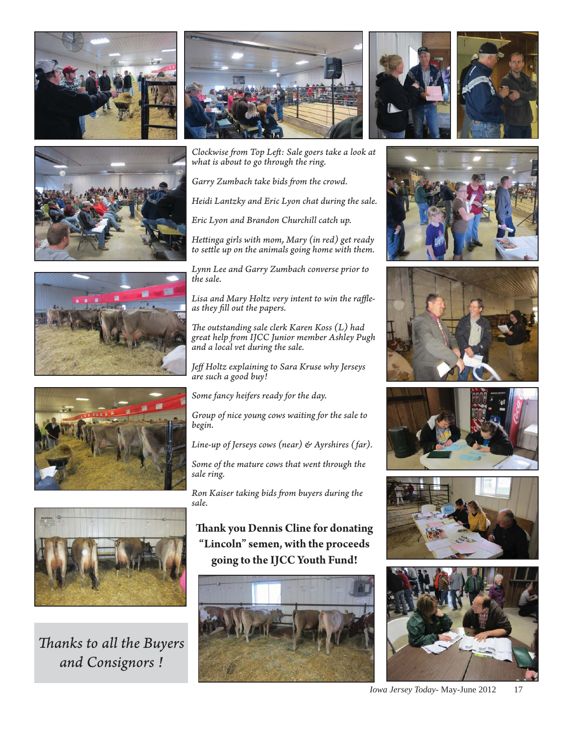*Clockwise from Top Left: Sale goers take a look at what is about to go through the ring.*

*Garry Zumbach take bids from the crowd.*

*Heidi Lantzky and Eric Lyon chat during the sale.*

*Eric Lyon and Brandon Churchill catch up.*

*Hettinga girls with mom, Mary (in red) get ready to settle up on the animals going home with them.*

*Lynn Lee and Garry Zumbach converse prior to the sale.*

*Lisa and Mary Holtz very intent to win the raffle-as they fill out the papers.*

*The outstanding sale clerk Karen Koss (L) had great help from IJCC Junior member Ashley Pugh and a local vet during the sale.*

*Jeff Holtz explaining to Sara Kruse why Jerseys are such a good buy!*

*Some fancy heifers ready for the day.*

*Group of nice young cows waiting for the sale to begin.*

*Line-up of Jerseys cows (near) & Ayrshires (far).*

*Some of the mature cows that went through the sale ring.*

*Ron Kaiser taking bids from buyers during the sale.*

**Thank you Dennis Cline for donating "Lincoln" semen, with the proceeds going to the IJCC Youth Fund!**

*Thanks to all the Buyers and Consignors !*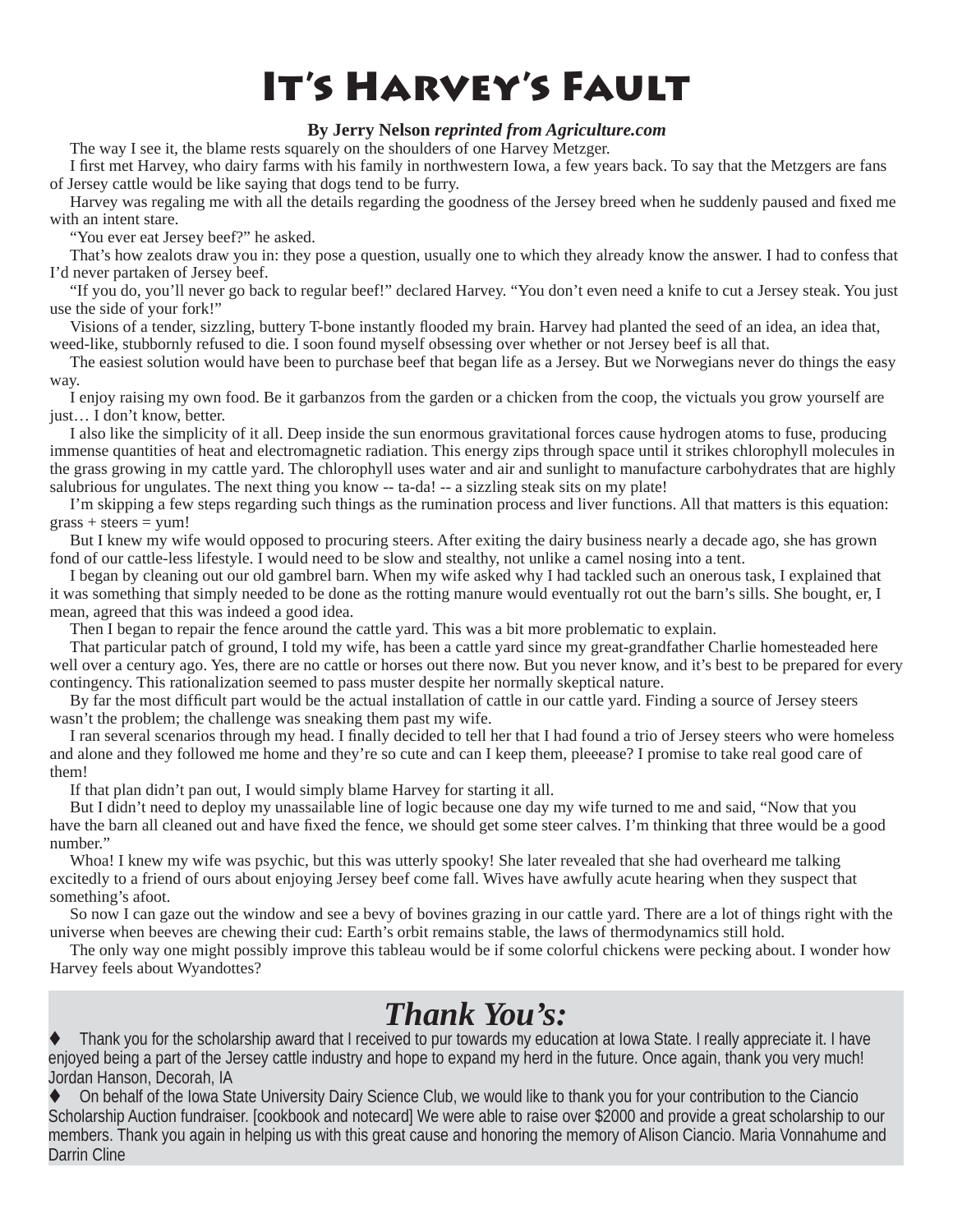#  It's Harvey's Fault

**By Jerry Nelson *reprinted from Agriculture.com***

The way I see it, the blame rests squarely on the shoulders of one Harvey Metzger.

I first met Harvey, who dairy farms with his family in northwestern Iowa, a few years back. To say that the Metzgers are fans of Jersey cattle would be like saying that dogs tend to be furry.

Harvey was regaling me with all the details regarding the goodness of the Jersey breed when he suddenly paused and fixed me with an intent stare.

"You ever eat Jersey beef?" he asked.

That's how zealots draw you in: they pose a question, usually one to which they already know the answer. I had to confess that I'd never partaken of Jersey beef.

"If you do, you'll never go back to regular beef!" declared Harvey. "You don't even need a knife to cut a Jersey steak. You just use the side of your fork!"

Visions of a tender, sizzling, buttery T-bone instantly flooded my brain. Harvey had planted the seed of an idea, an idea that, weed-like, stubbornly refused to die. I soon found myself obsessing over whether or not Jersey beef is all that.

The easiest solution would have been to purchase beef that began life as a Jersey. But we Norwegians never do things the easy way.

I enjoy raising my own food. Be it garbanzos from the garden or a chicken from the coop, the victuals you grow yourself are just… I don't know, better.

I also like the simplicity of it all. Deep inside the sun enormous gravitational forces cause hydrogen atoms to fuse, producing immense quantities of heat and electromagnetic radiation. This energy zips through space until it strikes chlorophyll molecules in the grass growing in my cattle yard. The chlorophyll uses water and air and sunlight to manufacture carbohydrates that are highly salubrious for ungulates. The next thing you know -- ta-da! -- a sizzling steak sits on my plate!

I'm skipping a few steps regarding such things as the rumination process and liver functions. All that matters is this equation: grass + steers = yum!

But I knew my wife would opposed to procuring steers. After exiting the dairy business nearly a decade ago, she has grown fond of our cattle-less lifestyle. I would need to be slow and stealthy, not unlike a camel nosing into a tent.

I began by cleaning out our old gambrel barn. When my wife asked why I had tackled such an onerous task, I explained that it was something that simply needed to be done as the rotting manure would eventually rot out the barn's sills. She bought, er, I mean, agreed that this was indeed a good idea.

Then I began to repair the fence around the cattle yard. This was a bit more problematic to explain.

That particular patch of ground, I told my wife, has been a cattle yard since my great-grandfather Charlie homesteaded here well over a century ago. Yes, there are no cattle or horses out there now. But you never know, and it's best to be prepared for every contingency. This rationalization seemed to pass muster despite her normally skeptical nature.

By far the most difficult part would be the actual installation of cattle in our cattle yard. Finding a source of Jersey steers wasn't the problem; the challenge was sneaking them past my wife.

I ran several scenarios through my head. I finally decided to tell her that I had found a trio of Jersey steers who were homeless and alone and they followed me home and they're so cute and can I keep them, pleeease? I promise to take real good care of them!

If that plan didn't pan out, I would simply blame Harvey for starting it all.

But I didn't need to deploy my unassailable line of logic because one day my wife turned to me and said, "Now that you have the barn all cleaned out and have fixed the fence, we should get some steer calves. I'm thinking that three would be a good number."

Whoa! I knew my wife was psychic, but this was utterly spooky! She later revealed that she had overheard me talking excitedly to a friend of ours about enjoying Jersey beef come fall. Wives have awfully acute hearing when they suspect that something's afoot.

So now I can gaze out the window and see a bevy of bovines grazing in our cattle yard. There are a lot of things right with the universe when beeves are chewing their cud: Earth's orbit remains stable, the laws of thermodynamics still hold.

The only way one might possibly improve this tableau would be if some colorful chickens were pecking about. I wonder how Harvey feels about Wyandottes?

# *Thank You's:*

- Thank you for the scholarship award that I received to pur towards my education at Iowa State. I really appreciate it. I have enjoyed being a part of the Jersey cattle industry and hope to expand my herd in the future. Once again, thank you very much! Jordan Hanson, Decorah, IA
- On behalf of the Iowa State University Dairy Science Club, we would like to thank you for your contribution to the Ciancio Scholarship Auction fundraiser. [cookbook and notecard] We were able to raise over $2000 and provide a great scholarship to our members. Thank you again in helping us with this great cause and honoring the memory of Alison Ciancio. Maria Vonnahume and Darrin Cline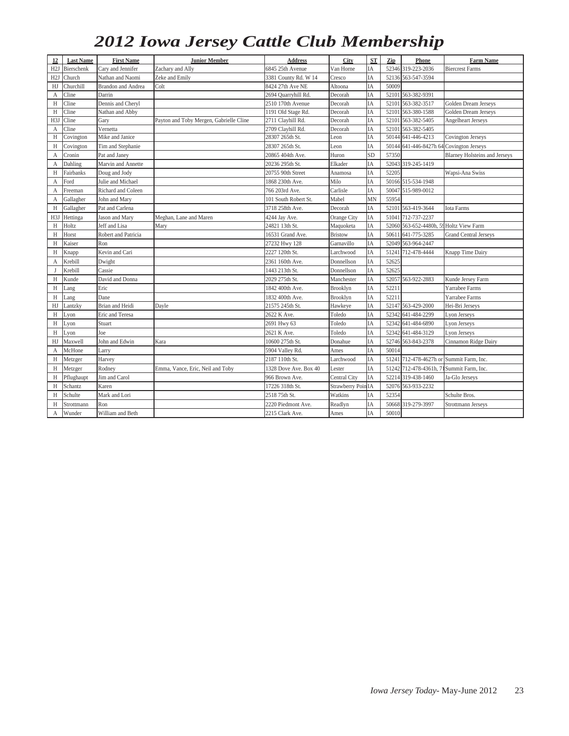# 2012 Iowa Jersey Cattle Club Membership

| 12 | Last Name | First Name | Junior Member | Address | City | ST | Zip | Phone | Farm Name |
|---|---|---|---|---|---|---|---|---|---|
| H2J | Bierschenk | Cary and Jennifer | Zachary and Ally | 6845 25th Avenue | Van Horne | IA | 52346 | 319-223-2036 | Biercrest Farms |
| H2J | Church | Nathan and Naomi | Zeke and Emily | 3381 County Rd. W 14 | Cresco | IA | 52136 | 563-547-3594 | |
| HJ | Churchill | Brandon and Andrea | Colt | 8424 27th Ave NE | Altoona | IA | 50009 | | |
| A | Cline | Darrin | | 2694 Quarryhill Rd. | Decorah | IA | 52101 | 563-382-9391 | |
| H | Cline | Dennis and Cheryl | | 2510 170th Avenue | Decorah | IA | 52101 | 563-382-3517 | Golden Dream Jerseys |
| H | Cline | Nathan and Abby | | 1191 Old Stage Rd. | Decorah | IA | 52101 | 563-380-1588 | Golden Dream Jerseys |
| H3J | Cline | Gary | Payton and Toby Mergen, Gabrielle Cline | 2711 Clayhill Rd. | Decorah | IA | 52101 | 563-382-5405 | Angelheart Jerseys |
| A | Cline | Vernetta | | 2709 Clayhill Rd. | Decorah | IA | 52101 | 563-382-5405 | |
| H | Covington | Mike and Janice | | 28307 265th St. | Leon | IA | 50144 | 641-446-4213 | Covington Jerseys |
| H | Covington | Tim and Stephanie | | 28307 265th St. | Leon | IA | 50144 | 641-446-8427h 64 | Covington Jerseys |
| A | Cronin | Pat and Janey | | 20865 404th Ave. | Huron | SD | 57350 | | Blarney Holsteins and Jerseys |
| A | Dahling | Marvin and Annette | | 20236 295th St. | Elkader | IA | 52043 | 319-245-1419 | |
| H | Fairbanks | Doug and Jody | | 20755 90th Street | Anamosa | IA | 52205 | | Wapsi-Ana Swiss |
| A | Ford | Julie and Michael | | 1868 230th Ave. | Milo | IA | 50166 | 515-534-1948 | |
| A | Freeman | Richard and Coleen | | 766 203rd Ave. | Carlisle | IA | 50047 | 515-989-0012 | |
| A | Gallagher | John and Mary | | 101 South Robert St. | Mabel | MN | 55954 | | |
| H | Gallagher | Pat and Carlena | | 3718 258th Ave. | Decorah | IA | 52101 | 563-419-3644 | Iota Farms |
| H3J | Hettinga | Jason and Mary | Meghan, Lane and Maren | 4244 Jay Ave. | Orange City | IA | 51041 | 712-737-2237 | |
| H | Holtz | Jeff and Lisa | Mary | 24821 13th St. | Maquoketa | IA | 52060 | 563-652-4480h, 5! | Holtz View Farm |
| H | Horst | Robert and Patricia | | 16531 Grand Ave. | Bristow | IA | 50611 | 641-775-3285 | Grand Central Jerseys |
| H | Kaiser | Ron | | 27232 Hwy 128 | Garnavillo | IA | 52049 | 563-964-2447 | |
| H | Knapp | Kevin and Cari | | 2227 120th St. | Larchwood | IA | 51241 | 712-478-4444 | Knapp Time Dairy |
| A | Krebill | Dwight | | 2361 160th Ave. | Donnellson | IA | 52625 | | |
| J | Krebill | Cassie | | 1443 213th St. | Donnellson | IA | 52625 | | |
| H | Kunde | David and Donna | | 2029 275th St. | Manchester | IA | 52057 | 563-922-2883 | Kunde Jersey Farm |
| H | Lang | Eric | | 1842 400th Ave. | Brooklyn | IA | 52211 | | Yarrabee Farms |
| H | Lang | Dane | | 1832 400th Ave. | Brooklyn | IA | 52211 | | Yarrabee Farms |
| HJ | Lantzky | Brian and Heidi | Dayle | 21575 245th St. | Hawkeye | IA | 52147 | 563-429-2000 | Hei-Bri Jerseys |
| H | Lyon | Eric and Teresa | | 2622 K Ave. | Toledo | IA | 52342 | 641-484-2299 | Lyon Jerseys |
| H | Lyon | Stuart | | 2691 Hwy 63 | Toledo | IA | 52342 | 641-484-6890 | Lyon Jerseys |
| H | Lyon | Joe | | 2621 K Ave. | Toledo | IA | 52342 | 641-484-3129 | Lyon Jerseys |
| HJ | Maxwell | John and Edwin | Kara | 10600 275th St. | Donahue | IA | 52746 | 563-843-2378 | Cinnamon Ridge Dairy |
| A | McHone | Larry | | 5904 Valley Rd. | Ames | IA | 50014 | | |
| H | Metzger | Harvey | | 2187 110th St. | Larchwood | IA | 51241 | 712-478-4627h or | Summit Farm, Inc. |
| H | Metzger | Rodney | Emma, Vance, Eric, Neil and Toby | 1328 Dove Ave. Box 40 | Lester | IA | 51242 | 712-478-4361h, 71 | Summit Farm, Inc. |
| H | Pflughaupt | Jim and Carol | | 966 Brown Ave. | Central City | IA | 52214 | 319-438-1460 | Ja-Glo Jerseys |
| H | Schantz | Karen | | 17226 318th St. | Strawberry Poin | IA | 52076 | 563-933-2232 | |
| H | Schulte | Mark and Lori | | 2518 75th St. | Watkins | IA | 52354 | | Schulte Bros. |
| H | Strottmann | Ron | | 2220 Piedmont Ave. | Readlyn | IA | 50668 | 319-279-3997 | Strottmann Jerseys |
| A | Wunder | William and Beth | | 2215 Clark Ave. | Ames | IA | 50010 | | |